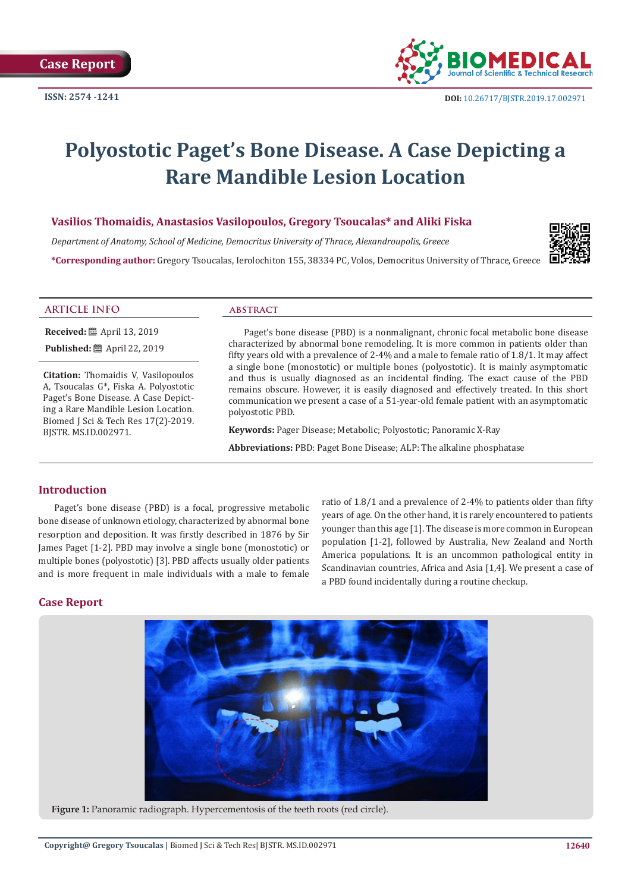Case Report

ISSN: 2574 -1241

DOI: 10.26717/BJSTR.2019.17.002971

# Polyostotic Paget's Bone Disease. A Case Depicting a Rare Mandible Lesion Location

**Vasilios Thomaidis, Anastasios Vasilopoulos, Gregory Tsoucalas\* and Aliki Fiska**

*Department of Anatomy, School of Medicine, Democritus University of Thrace, Alexandroupolis, Greece*

**\*Corresponding author:** Gregory Tsoucalas, Ierolochiton 155, 38334 PC, Volos, Democritus University of Thrace, Greece

## ARTICLE INFO

**Received:** April 13, 2019

**Published:** April 22, 2019

**Citation:** Thomaidis V, Vasilopoulos A, Tsoucalas G\*, Fiska A. Polyostotic Paget's Bone Disease. A Case Depicting a Rare Mandible Lesion Location. Biomed J Sci & Tech Res 17(2)-2019. BJSTR. MS.ID.002971.

## ABSTRACT

Paget's bone disease (PBD) is a nonmalignant, chronic focal metabolic bone disease characterized by abnormal bone remodeling. It is more common in patients older than fifty years old with a prevalence of 2-4% and a male to female ratio of 1.8/1. It may affect a single bone (monostotic) or multiple bones (polyostotic). It is mainly asymptomatic and thus is usually diagnosed as an incidental finding. The exact cause of the PBD remains obscure. However, it is easily diagnosed and effectively treated. In this short communication we present a case of a 51-year-old female patient with an asymptomatic polyostotic PBD.

**Keywords:** Pager Disease; Metabolic; Polyostotic; Panoramic X-Ray

**Abbreviations:** PBD: Paget Bone Disease; ALP: The alkaline phosphatase

## Introduction

Paget's bone disease (PBD) is a focal, progressive metabolic bone disease of unknown etiology, characterized by abnormal bone resorption and deposition. It was firstly described in 1876 by Sir James Paget [1-2]. PBD may involve a single bone (monostotic) or multiple bones (polyostotic) [3]. PBD affects usually older patients and is more frequent in male individuals with a male to female ratio of 1.8/1 and a prevalence of 2-4% to patients older than fifty years of age. On the other hand, it is rarely encountered to patients younger than this age [1]. The disease is more common in European population [1-2], followed by Australia, New Zealand and North America populations. It is an uncommon pathological entity in Scandinavian countries, Africa and Asia [1,4]. We present a case of a PBD found incidentally during a routine checkup.

## Case Report

**Figure 1:** Panoramic radiograph. Hypercementosis of the teeth roots (red circle).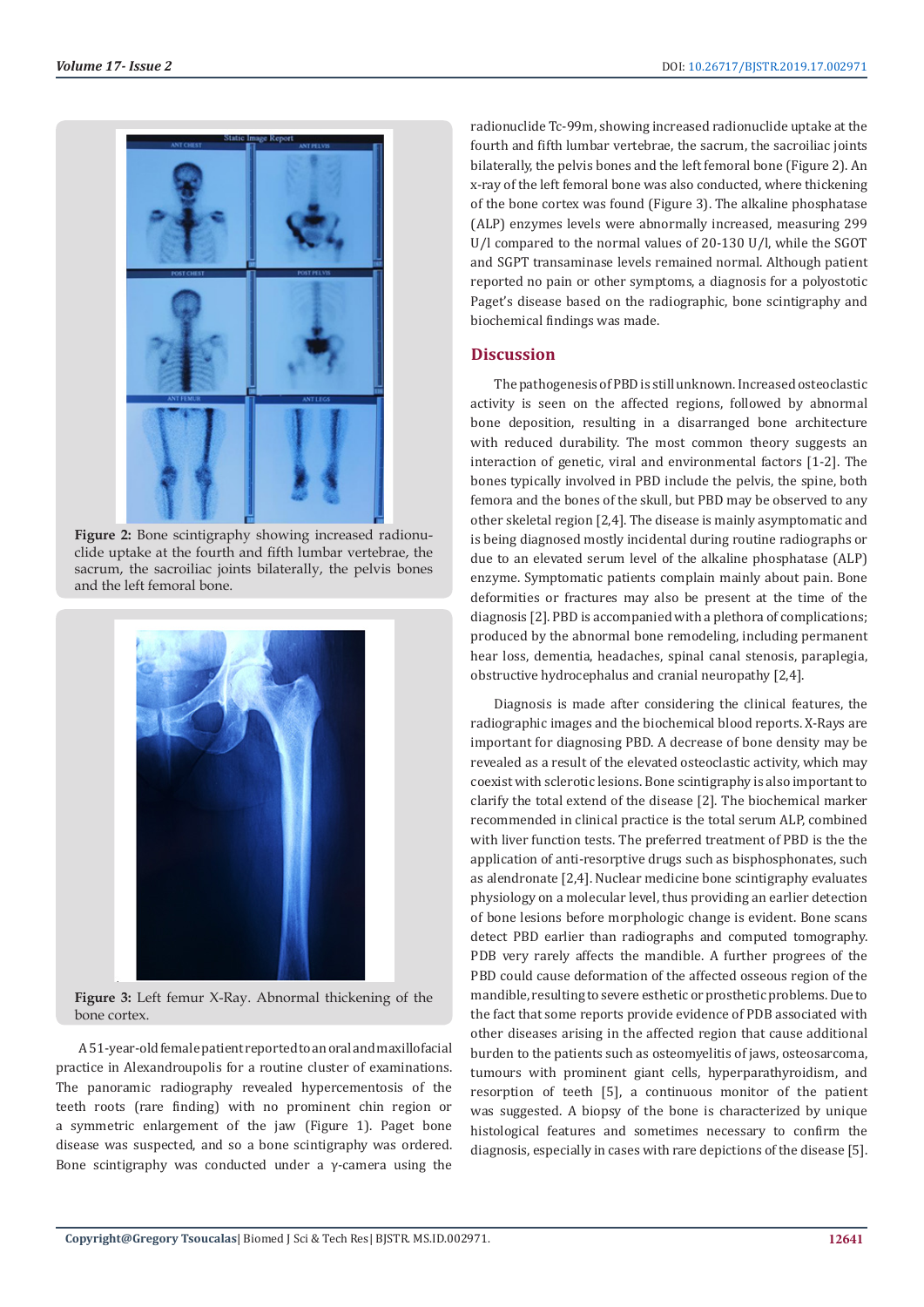**Figure 2:** Bone scintigraphy showing increased radionuclide uptake at the fourth and fifth lumbar vertebrae, the sacrum, the sacroiliac joints bilaterally, the pelvis bones and the left femoral bone.

**Figure 3:** Left femur X-Ray. Abnormal thickening of the bone cortex.

A 51-year-old female patient reported to an oral and maxillofacial practice in Alexandroupolis for a routine cluster of examinations. The panoramic radiography revealed hypercementosis of the teeth roots (rare finding) with no prominent chin region or a symmetric enlargement of the jaw (Figure 1). Paget bone disease was suspected, and so a bone scintigraphy was ordered. Bone scintigraphy was conducted under a γ-camera using the radionuclide Tc-99m, showing increased radionuclide uptake at the fourth and fifth lumbar vertebrae, the sacrum, the sacroiliac joints bilaterally, the pelvis bones and the left femoral bone (Figure 2). An x-ray of the left femoral bone was also conducted, where thickening of the bone cortex was found (Figure 3). The alkaline phosphatase (ALP) enzymes levels were abnormally increased, measuring 299 U/l compared to the normal values of 20-130 U/l, while the SGOT and SGPT transaminase levels remained normal. Although patient reported no pain or other symptoms, a diagnosis for a polyostotic Paget's disease based on the radiographic, bone scintigraphy and biochemical findings was made.

## Discussion

The pathogenesis of PBD is still unknown. Increased osteoclastic activity is seen on the affected regions, followed by abnormal bone deposition, resulting in a disarranged bone architecture with reduced durability. The most common theory suggests an interaction of genetic, viral and environmental factors [1-2]. The bones typically involved in PBD include the pelvis, the spine, both femora and the bones of the skull, but PBD may be observed to any other skeletal region [2,4]. The disease is mainly asymptomatic and is being diagnosed mostly incidental during routine radiographs or due to an elevated serum level of the alkaline phosphatase (ALP) enzyme. Symptomatic patients complain mainly about pain. Bone deformities or fractures may also be present at the time of the diagnosis [2]. PBD is accompanied with a plethora of complications; produced by the abnormal bone remodeling, including permanent hear loss, dementia, headaches, spinal canal stenosis, paraplegia, obstructive hydrocephalus and cranial neuropathy [2,4].

Diagnosis is made after considering the clinical features, the radiographic images and the biochemical blood reports. X-Rays are important for diagnosing PBD. A decrease of bone density may be revealed as a result of the elevated osteoclastic activity, which may coexist with sclerotic lesions. Bone scintigraphy is also important to clarify the total extend of the disease [2]. The biochemical marker recommended in clinical practice is the total serum ALP, combined with liver function tests. The preferred treatment of PBD is the the application of anti-resorptive drugs such as bisphosphonates, such as alendronate [2,4]. Nuclear medicine bone scintigraphy evaluates physiology on a molecular level, thus providing an earlier detection of bone lesions before morphologic change is evident. Bone scans detect PBD earlier than radiographs and computed tomography. PBD very rarely affects the mandible. A further progrees of the PBD could cause deformation of the affected osseous region of the mandible, resulting to severe esthetic or prosthetic problems. Due to the fact that some reports provide evidence of PDB associated with other diseases arising in the affected region that cause additional burden to the patients such as osteomyelitis of jaws, osteosarcoma, tumours with prominent giant cells, hyperparathyroidism, and resorption of teeth [5], a continuous monitor of the patient was suggested. A biopsy of the bone is characterized by unique histological features and sometimes necessary to confirm the diagnosis, especially in cases with rare depictions of the disease [5].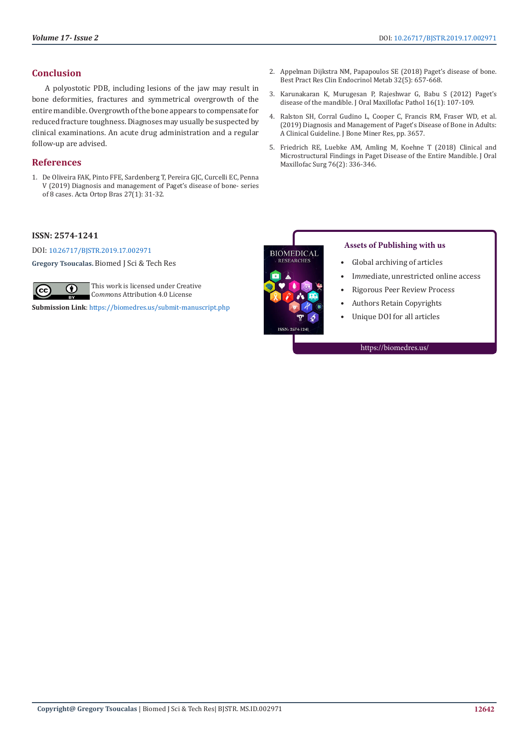## Conclusion

A polyostotic PDB, including lesions of the jaw may result in bone deformities, fractures and symmetrical overgrowth of the entire mandible. Overgrowth of the bone appears to compensate for reduced fracture toughness. Diagnoses may usually be suspected by clinical examinations. An acute drug administration and a regular follow-up are advised.

## References

1. De Oliveira FAK, Pinto FFE, Sardenberg T, Pereira GJC, Curcelli EC, Penna V (2019) Diagnosis and management of Paget's disease of bone- series of 8 cases. Acta Ortop Bras 27(1): 31-32.
2. Appelman Dijkstra NM, Papapoulos SE (2018) Paget's disease of bone. Best Pract Res Clin Endocrinol Metab 32(5): 657-668.
3. Karunakaran K, Murugesan P, Rajeshwar G, Babu S (2012) Paget's disease of the mandible. J Oral Maxillofac Pathol 16(1): 107-109.
4. Ralston SH, Corral Gudino L, Cooper C, Francis RM, Fraser WD, et al. (2019) Diagnosis and Management of Paget's Disease of Bone in Adults: A Clinical Guideline. J Bone Miner Res, pp. 3657.
5. Friedrich RE, Luebke AM, Amling M, Koehne T (2018) Clinical and Microstructural Findings in Paget Disease of the Entire Mandible. J Oral Maxillofac Surg 76(2): 336-346.

**ISSN: 2574-1241**

DOI: 10.26717/BJSTR.2019.17.002971

**Gregory Tsoucalas.** Biomed J Sci & Tech Res

This work is licensed under Creative Commons Attribution 4.0 License

**Submission Link**: https://biomedres.us/submit-manuscript.php

**Assets of Publishing with us**

- Global archiving of articles
- Immediate, unrestricted online access
- Rigorous Peer Review Process
- Authors Retain Copyrights
- Unique DOI for all articles

https://biomedres.us/